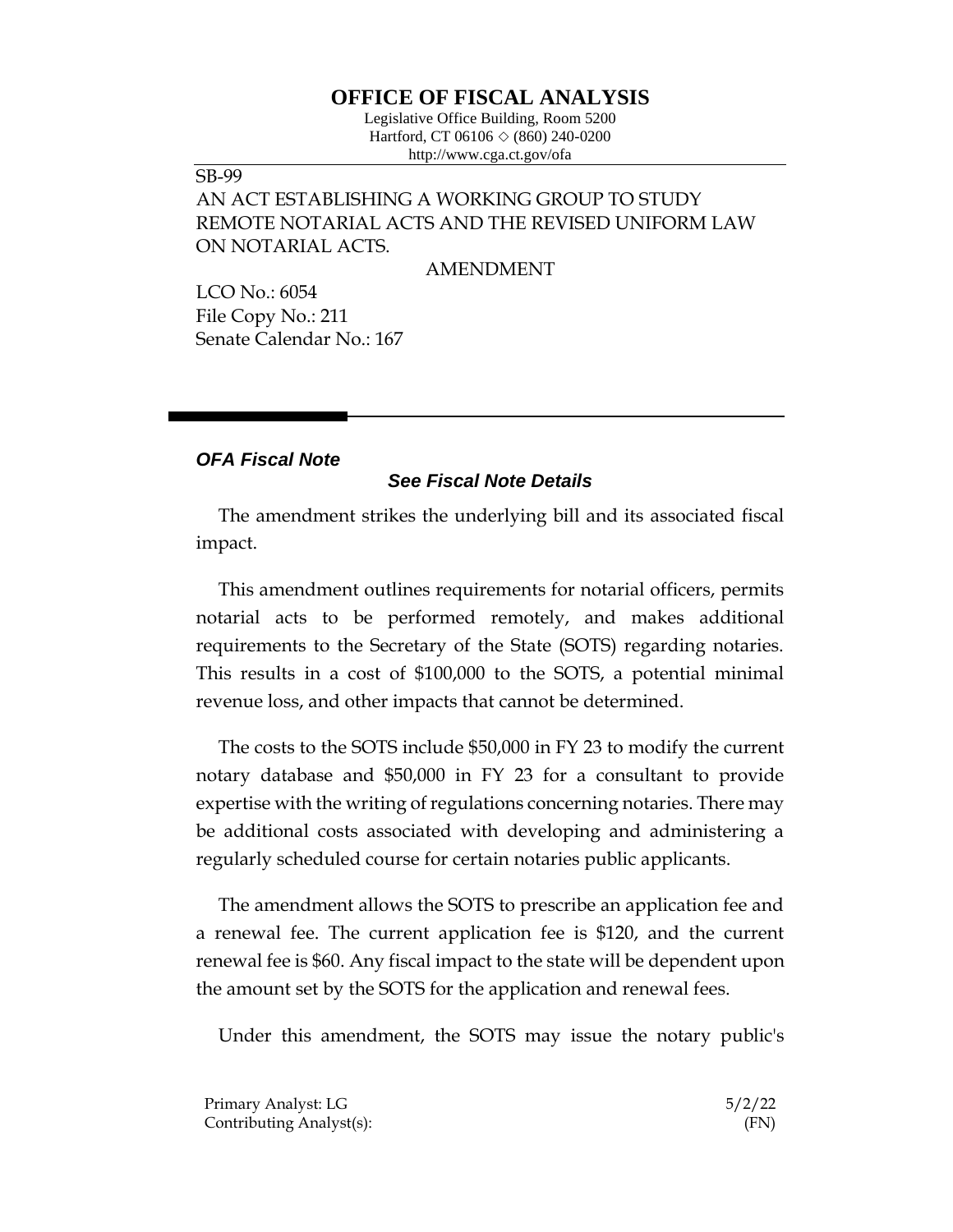# OFFICE OF FISCAL ANALYSIS

Legislative Office Building, Room 5200
Hartford, CT 06106 ◇ (860) 240-0200
http://www.cga.ct.gov/ofa

SB-99
AN ACT ESTABLISHING A WORKING GROUP TO STUDY REMOTE NOTARIAL ACTS AND THE REVISED UNIFORM LAW ON NOTARIAL ACTS.

AMENDMENT

LCO No.: 6054
File Copy No.: 211
Senate Calendar No.: 167

***OFA Fiscal Note***

***See Fiscal Note Details***

The amendment strikes the underlying bill and its associated fiscal impact.

This amendment outlines requirements for notarial officers, permits notarial acts to be performed remotely, and makes additional requirements to the Secretary of the State (SOTS) regarding notaries. This results in a cost of $100,000 to the SOTS, a potential minimal revenue loss, and other impacts that cannot be determined.

The costs to the SOTS include $50,000 in FY 23 to modify the current notary database and $50,000 in FY 23 for a consultant to provide expertise with the writing of regulations concerning notaries. There may be additional costs associated with developing and administering a regularly scheduled course for certain notaries public applicants.

The amendment allows the SOTS to prescribe an application fee and a renewal fee. The current application fee is $120, and the current renewal fee is $60. Any fiscal impact to the state will be dependent upon the amount set by the SOTS for the application and renewal fees.

Under this amendment, the SOTS may issue the notary public's

Primary Analyst: LG 5/2/22
Contributing Analyst(s): (FN)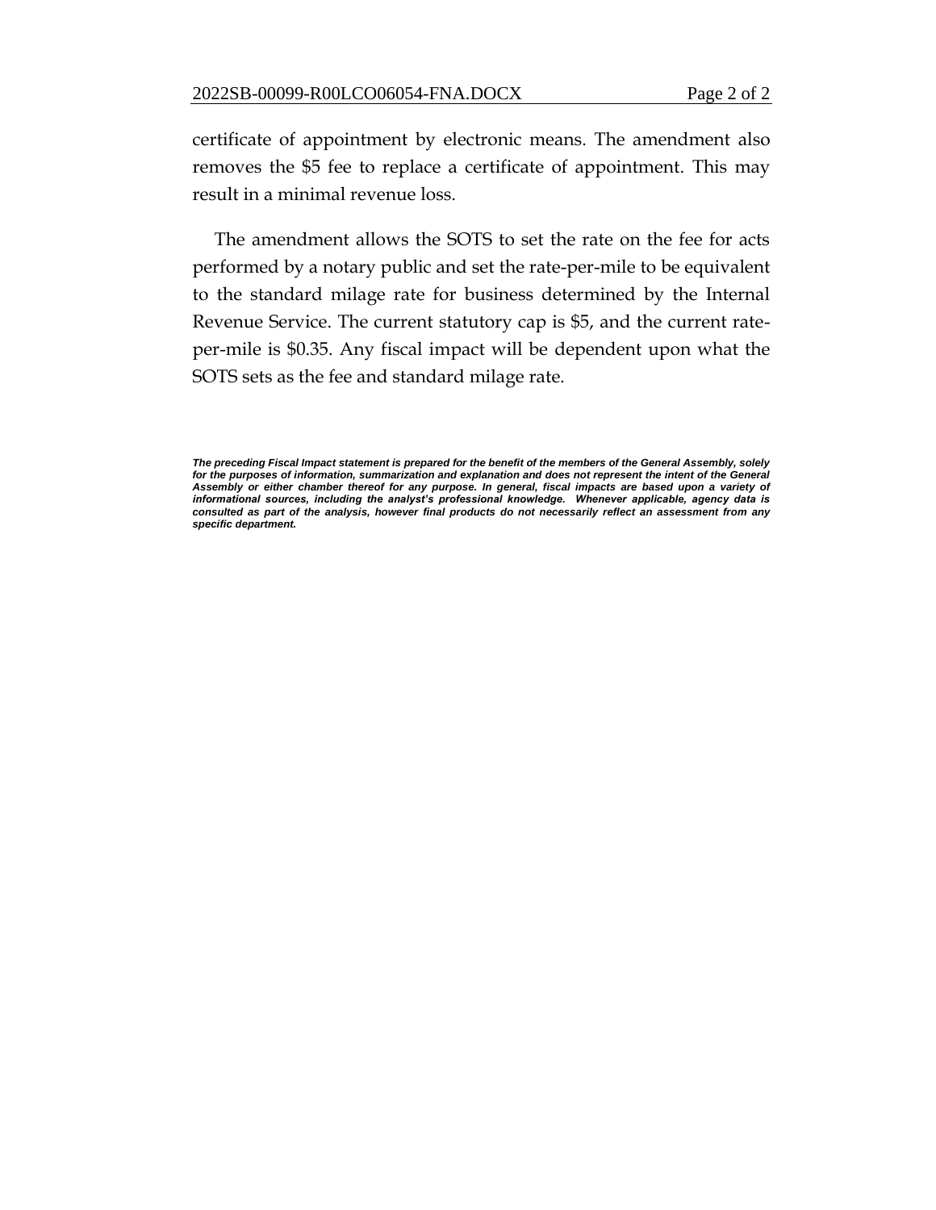certificate of appointment by electronic means. The amendment also removes the $5 fee to replace a certificate of appointment. This may result in a minimal revenue loss.

The amendment allows the SOTS to set the rate on the fee for acts performed by a notary public and set the rate-per-mile to be equivalent to the standard milage rate for business determined by the Internal Revenue Service. The current statutory cap is $5, and the current rate-per-mile is $0.35. Any fiscal impact will be dependent upon what the SOTS sets as the fee and standard milage rate.

***The preceding Fiscal Impact statement is prepared for the benefit of the members of the General Assembly, solely for the purposes of information, summarization and explanation and does not represent the intent of the General Assembly or either chamber thereof for any purpose. In general, fiscal impacts are based upon a variety of informational sources, including the analyst's professional knowledge. Whenever applicable, agency data is consulted as part of the analysis, however final products do not necessarily reflect an assessment from any specific department.***